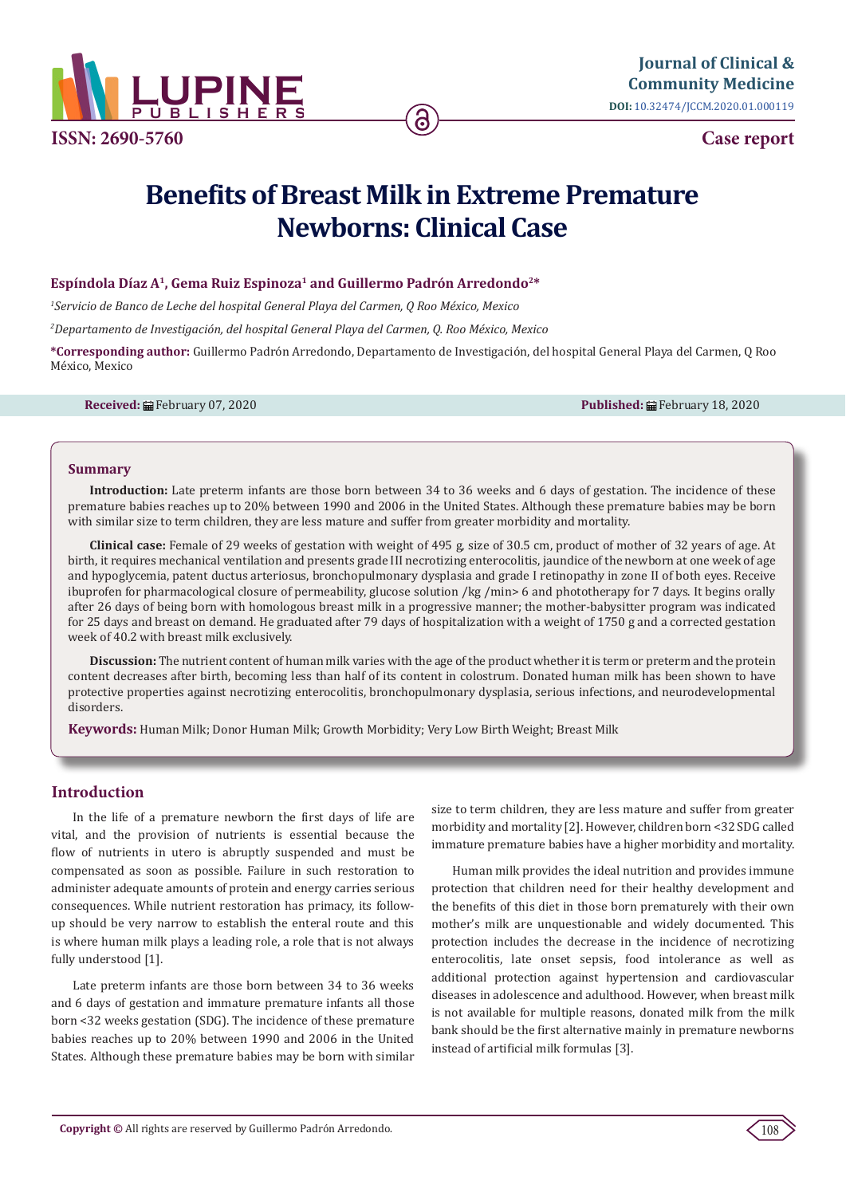ISSN: 2690-5760

**Journal of Clinical & Community Medicine**

DOI: 10.32474/JCCM.2020.01.000119

**Case report**

# Benefits of Breast Milk in Extreme Premature Newborns: Clinical Case

**Espíndola Díaz A[1], Gema Ruiz Espinoza[1] and Guillermo Padrón Arredondo[2]***

[1]*Servicio de Banco de Leche del hospital General Playa del Carmen, Q Roo México, Mexico*

[2]*Departamento de Investigación, del hospital General Playa del Carmen, Q. Roo México, Mexico*

**\*Corresponding author:** Guillermo Padrón Arredondo, Departamento de Investigación, del hospital General Playa del Carmen, Q Roo México, Mexico

**Received:** February 07, 2020 **Published:** February 18, 2020

## Summary

**Introduction:** Late preterm infants are those born between 34 to 36 weeks and 6 days of gestation. The incidence of these premature babies reaches up to 20% between 1990 and 2006 in the United States. Although these premature babies may be born with similar size to term children, they are less mature and suffer from greater morbidity and mortality.

**Clinical case:** Female of 29 weeks of gestation with weight of 495 g, size of 30.5 cm, product of mother of 32 years of age. At birth, it requires mechanical ventilation and presents grade III necrotizing enterocolitis, jaundice of the newborn at one week of age and hypoglycemia, patent ductus arteriosus, bronchopulmonary dysplasia and grade I retinopathy in zone II of both eyes. Receive ibuprofen for pharmacological closure of permeability, glucose solution /kg /min> 6 and phototherapy for 7 days. It begins orally after 26 days of being born with homologous breast milk in a progressive manner; the mother-babysitter program was indicated for 25 days and breast on demand. He graduated after 79 days of hospitalization with a weight of 1750 g and a corrected gestation week of 40.2 with breast milk exclusively.

**Discussion:** The nutrient content of human milk varies with the age of the product whether it is term or preterm and the protein content decreases after birth, becoming less than half of its content in colostrum. Donated human milk has been shown to have protective properties against necrotizing enterocolitis, bronchopulmonary dysplasia, serious infections, and neurodevelopmental disorders.

**Keywords:** Human Milk; Donor Human Milk; Growth Morbidity; Very Low Birth Weight; Breast Milk

## Introduction

In the life of a premature newborn the first days of life are vital, and the provision of nutrients is essential because the flow of nutrients in utero is abruptly suspended and must be compensated as soon as possible. Failure in such restoration to administer adequate amounts of protein and energy carries serious consequences. While nutrient restoration has primacy, its follow-up should be very narrow to establish the enteral route and this is where human milk plays a leading role, a role that is not always fully understood [1].

Late preterm infants are those born between 34 to 36 weeks and 6 days of gestation and immature premature infants all those born <32 weeks gestation (SDG). The incidence of these premature babies reaches up to 20% between 1990 and 2006 in the United States. Although these premature babies may be born with similar size to term children, they are less mature and suffer from greater morbidity and mortality [2]. However, children born <32 SDG called immature premature babies have a higher morbidity and mortality.

Human milk provides the ideal nutrition and provides immune protection that children need for their healthy development and the benefits of this diet in those born prematurely with their own mother's milk are unquestionable and widely documented. This protection includes the decrease in the incidence of necrotizing enterocolitis, late onset sepsis, food intolerance as well as additional protection against hypertension and cardiovascular diseases in adolescence and adulthood. However, when breast milk is not available for multiple reasons, donated milk from the milk bank should be the first alternative mainly in premature newborns instead of artificial milk formulas [3].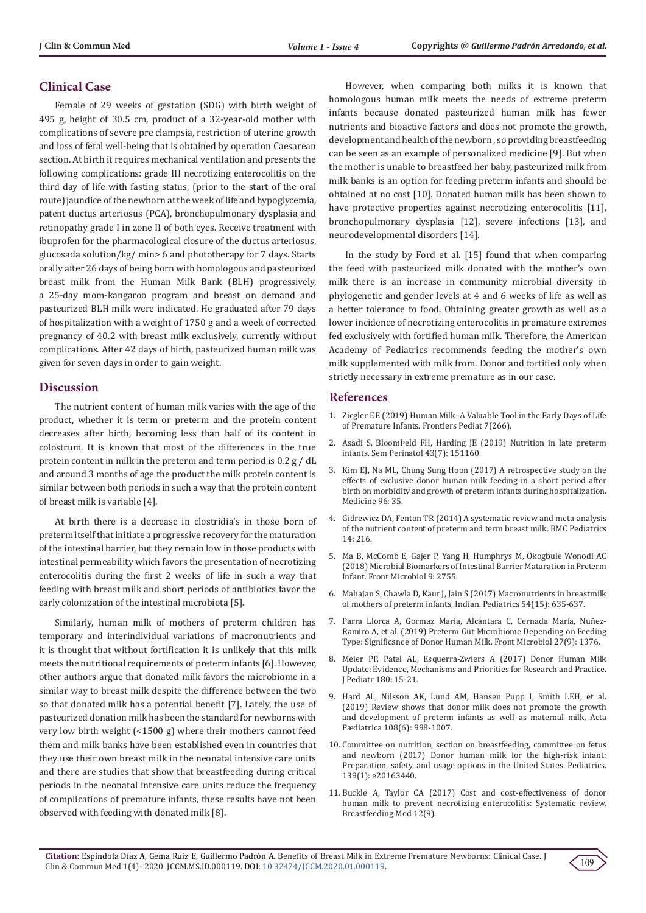## Clinical Case

Female of 29 weeks of gestation (SDG) with birth weight of 495 g, height of 30.5 cm, product of a 32-year-old mother with complications of severe pre clampsia, restriction of uterine growth and loss of fetal well-being that is obtained by operation Caesarean section. At birth it requires mechanical ventilation and presents the following complications: grade III necrotizing enterocolitis on the third day of life with fasting status, (prior to the start of the oral route) jaundice of the newborn at the week of life and hypoglycemia, patent ductus arteriosus (PCA), bronchopulmonary dysplasia and retinopathy grade I in zone II of both eyes. Receive treatment with ibuprofen for the pharmacological closure of the ductus arteriosus, glucosada solution/kg/ min> 6 and phototherapy for 7 days. Starts orally after 26 days of being born with homologous and pasteurized breast milk from the Human Milk Bank (BLH) progressively, a 25-day mom-kangaroo program and breast on demand and pasteurized BLH milk were indicated. He graduated after 79 days of hospitalization with a weight of 1750 g and a week of corrected pregnancy of 40.2 with breast milk exclusively, currently without complications. After 42 days of birth, pasteurized human milk was given for seven days in order to gain weight.

## Discussion

The nutrient content of human milk varies with the age of the product, whether it is term or preterm and the protein content decreases after birth, becoming less than half of its content in colostrum. It is known that most of the differences in the true protein content in milk in the preterm and term period is 0.2 g / dL and around 3 months of age the product the milk protein content is similar between both periods in such a way that the protein content of breast milk is variable [4].

At birth there is a decrease in clostridia's in those born of preterm itself that initiate a progressive recovery for the maturation of the intestinal barrier, but they remain low in those products with intestinal permeability which favors the presentation of necrotizing enterocolitis during the first 2 weeks of life in such a way that feeding with breast milk and short periods of antibiotics favor the early colonization of the intestinal microbiota [5].

Similarly, human milk of mothers of preterm children has temporary and interindividual variations of macronutrients and it is thought that without fortification it is unlikely that this milk meets the nutritional requirements of preterm infants [6]. However, other authors argue that donated milk favors the microbiome in a similar way to breast milk despite the difference between the two so that donated milk has a potential benefit [7]. Lately, the use of pasteurized donation milk has been the standard for newborns with very low birth weight (<1500 g) where their mothers cannot feed them and milk banks have been established even in countries that they use their own breast milk in the neonatal intensive care units and there are studies that show that breastfeeding during critical periods in the neonatal intensive care units reduce the frequency of complications of premature infants, these results have not been observed with feeding with donated milk [8].

However, when comparing both milks it is known that homologous human milk meets the needs of extreme preterm infants because donated pasteurized human milk has fewer nutrients and bioactive factors and does not promote the growth, development and health of the newborn , so providing breastfeeding can be seen as an example of personalized medicine [9]. But when the mother is unable to breastfeed her baby, pasteurized milk from milk banks is an option for feeding preterm infants and should be obtained at no cost [10]. Donated human milk has been shown to have protective properties against necrotizing enterocolitis [11], bronchopulmonary dysplasia [12], severe infections [13], and neurodevelopmental disorders [14].

In the study by Ford et al. [15] found that when comparing the feed with pasteurized milk donated with the mother's own milk there is an increase in community microbial diversity in phylogenetic and gender levels at 4 and 6 weeks of life as well as a better tolerance to food. Obtaining greater growth as well as a lower incidence of necrotizing enterocolitis in premature extremes fed exclusively with fortified human milk. Therefore, the American Academy of Pediatrics recommends feeding the mother's own milk supplemented with milk from. Donor and fortified only when strictly necessary in extreme premature as in our case.

## References

1. Ziegler EE (2019) Human Milk–A Valuable Tool in the Early Days of Life of Premature Infants. Frontiers Pediat 7(266).
2. Asadi S, BloomÞeld FH, Harding JE (2019) Nutrition in late preterm infants. Sem Perinatol 43(7): 151160.
3. Kim EJ, Na ML, Chung Sung Hoon (2017) A retrospective study on the effects of exclusive donor human milk feeding in a short period after birth on morbidity and growth of preterm infants during hospitalization. Medicine 96: 35.
4. Gidrewicz DA, Fenton TR (2014) A systematic review and meta-analysis of the nutrient content of preterm and term breast milk. BMC Pediatrics 14: 216.
5. Ma B, McComb E, Gajer P, Yang H, Humphrys M, Okogbule Wonodi AC (2018) Microbial Biomarkers of Intestinal Barrier Maturation in Preterm Infant. Front Microbiol 9: 2755.
6. Mahajan S, Chawla D, Kaur J, Jain S (2017) Macronutrients in breastmilk of mothers of preterm infants, Indian. Pediatrics 54(15): 635-637.
7. Parra Llorca A, Gormaz María, Alcántara C, Cernada María, Nuñez-Ramiro A, et al. (2019) Preterm Gut Microbiome Depending on Feeding Type: Significance of Donor Human Milk. Front Microbiol 27(9): 1376.
8. Meier PP, Patel AL, Esquerra-Zwiers A (2017) Donor Human Milk Update: Evidence, Mechanisms and Priorities for Research and Practice. J Pediatr 180: 15-21.
9. Hard AL, Nilsson AK, Lund AM, Hansen Pupp I, Smith LEH, et al. (2019) Review shows that donor milk does not promote the growth and development of preterm infants as well as maternal milk. Acta Pædiatrica 108(6): 998-1007.
10. Committee on nutrition, section on breastfeeding, committee on fetus and newborn (2017) Donor human milk for the high-risk infant: Preparation, safety, and usage options in the United States. Pediatrics. 139(1): e20163440.
11. Buckle A, Taylor CA (2017) Cost and cost-effectiveness of donor human milk to prevent necrotizing enterocolitis: Systematic review. Breastfeeding Med 12(9).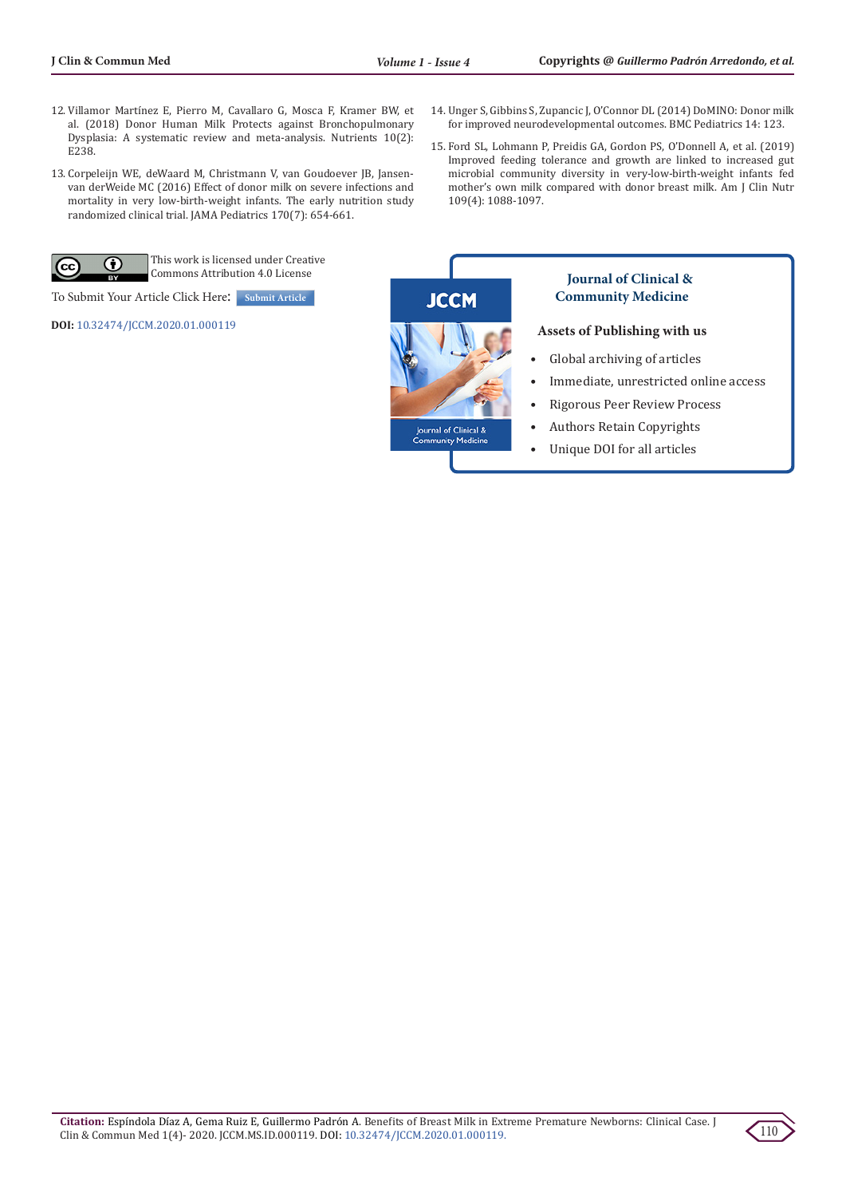12. Villamor Martínez E, Pierro M, Cavallaro G, Mosca F, Kramer BW, et al. (2018) Donor Human Milk Protects against Bronchopulmonary Dysplasia: A systematic review and meta-analysis. Nutrients 10(2): E238.

13. Corpeleijn WE, deWaard M, Christmann V, van Goudoever JB, Jansen-van derWeide MC (2016) Effect of donor milk on severe infections and mortality in very low-birth-weight infants. The early nutrition study randomized clinical trial. JAMA Pediatrics 170(7): 654-661.

14. Unger S, Gibbins S, Zupancic J, O'Connor DL (2014) DoMINO: Donor milk for improved neurodevelopmental outcomes. BMC Pediatrics 14: 123.

15. Ford SL, Lohmann P, Preidis GA, Gordon PS, O'Donnell A, et al. (2019) Improved feeding tolerance and growth are linked to increased gut microbial community diversity in very-low-birth-weight infants fed mother's own milk compared with donor breast milk. Am J Clin Nutr 109(4): 1088-1097.

This work is licensed under Creative Commons Attribution 4.0 License

To Submit Your Article Click Here: Submit Article

**DOI:** 10.32474/JCCM.2020.01.000119

**Journal of Clinical & Community Medicine**

**Assets of Publishing with us**

- Global archiving of articles
- Immediate, unrestricted online access
- Rigorous Peer Review Process
- Authors Retain Copyrights
- Unique DOI for all articles

**Citation:** Espíndola Díaz A, Gema Ruiz E, Guillermo Padrón A. Benefits of Breast Milk in Extreme Premature Newborns: Clinical Case. J Clin & Commun Med 1(4)- 2020. JCCM.MS.ID.000119. DOI: 10.32474/JCCM.2020.01.000119.